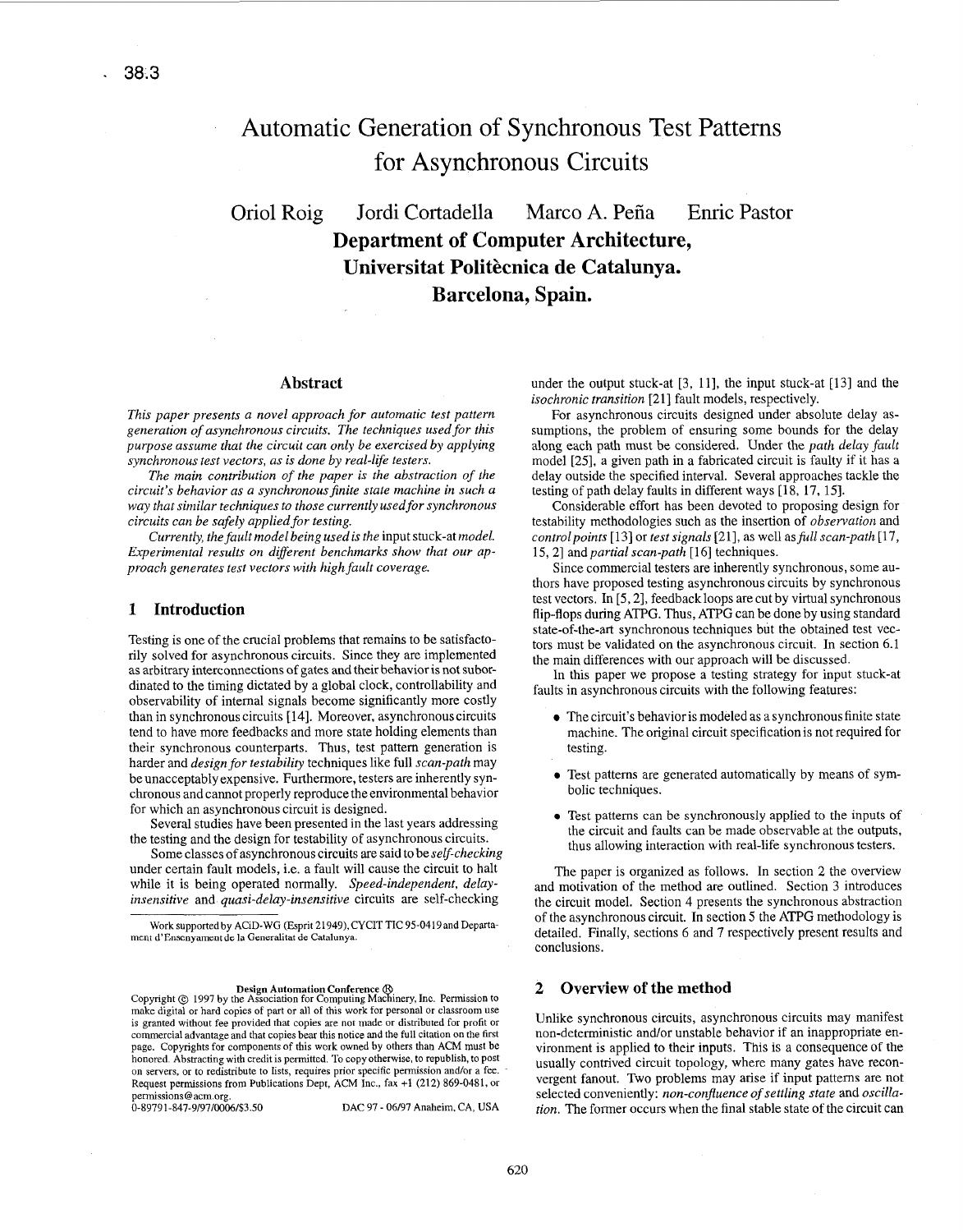# Automatic Generation of Synchronous Test Patterns for Asynchronous Circuits

**Oriol Roig Jordi Cortadella Marco A. Peña Enric Pastor**

**Department of Computer Architecture, Universitat Politècnica de Catalunya. Barcelona, Spain.**

## Abstract

*This paper presents a novel approach for automatic test pattern generation of asynchronous circuits. The techniques used for this purpose assume that the circuit can only be exercised by applying synchronous test vectors, as is done by real-life testers.*

*The main contribution of the paper is the abstraction of the circuit's behavior as a synchronous finite state machine in such a way that similar techniques to those currently used for synchronous circuits can be safely applied for testing.*

*Currently, the fault model being used is the* input stuck-at *model. Experimental results on different benchmarks show that our approach generates test vectors with high fault coverage.*

## 1 Introduction

Testing is one of the crucial problems that remains to be satisfactorily solved for asynchronous circuits. Since they are implemented as arbitrary interconnections of gates and their behavior is not subordinated to the timing dictated by a global clock, controllability and observability of internal signals become significantly more costly than in synchronous circuits [14]. Moreover, asynchronous circuits tend to have more feedbacks and more state holding elements than their synchronous counterparts. Thus, test pattern generation is harder and *design for testability* techniques like full *scan-path* may be unacceptably expensive. Furthermore, testers are inherently synchronous and cannot properly reproduce the environmental behavior for which an asynchronous circuit is designed.

Several studies have been presented in the last years addressing the testing and the design for testability of asynchronous circuits.

Some classes of asynchronous circuits are said to be *self-checking* under certain fault models, i.e. a fault will cause the circuit to halt while it is being operated normally. *Speed-independent*, *delay-insensitive* and *quasi-delay-insensitive* circuits are self-checking under the output stuck-at [3, 11], the input stuck-at [13] and the *isochronic transition* [21] fault models, respectively.

For asynchronous circuits designed under absolute delay assumptions, the problem of ensuring some bounds for the delay along each path must be considered. Under the *path delay fault* model [25], a given path in a fabricated circuit is faulty if it has a delay outside the specified interval. Several approaches tackle the testing of path delay faults in different ways [18, 17, 15].

Considerable effort has been devoted to proposing design for testability methodologies such as the insertion of *observation* and *control points* [13] or *test signals* [21], as well as *full scan-path* [17, 15, 2] and *partial scan-path* [16] techniques.

Since commercial testers are inherently synchronous, some authors have proposed testing asynchronous circuits by synchronous test vectors. In [5, 2], feedback loops are cut by virtual synchronous flip-flops during ATPG. Thus, ATPG can be done by using standard state-of-the-art synchronous techniques but the obtained test vectors must be validated on the asynchronous circuit. In section 6.1 the main differences with our approach will be discussed.

In this paper we propose a testing strategy for input stuck-at faults in asynchronous circuits with the following features:

- The circuit's behavior is modeled as a synchronous finite state machine. The original circuit specification is not required for testing.
- Test patterns are generated automatically by means of symbolic techniques.
- Test patterns can be synchronously applied to the inputs of the circuit and faults can be made observable at the outputs, thus allowing interaction with real-life synchronous testers.

The paper is organized as follows. In section 2 the overview and motivation of the method are outlined. Section 3 introduces the circuit model. Section 4 presents the synchronous abstraction of the asynchronous circuit. In section 5 the ATPG methodology is detailed. Finally, sections 6 and 7 respectively present results and conclusions.

## 2 Overview of the method

Unlike synchronous circuits, asynchronous circuits may manifest non-deterministic and/or unstable behavior if an inappropriate environment is applied to their inputs. This is a consequence of the usually contrived circuit topology, where many gates have reconvergent fanout. Two problems may arise if input patterns are not selected conveniently: *non-confluence of settling state* and *oscillation*. The former occurs when the final stable state of the circuit can

Work supported by ACiD-WG (Esprit 21949), CYCIT TIC 95-0419 and Departament d'Ensenyament de la Generalitat de Catalunya.

Design Automation Conference ®
Copyright © 1997 by the Association for Computing Machinery, Inc. Permission to make digital or hard copies of part or all of this work for personal or classroom use is granted without fee provided that copies are not made or distributed for profit or commercial advantage and that copies bear this notice and the full citation on the first page. Copyrights for components of this work owned by others than ACM must be honored. Abstracting with credit is permitted. To copy otherwise, to republish, to post on servers, or to redistribute to lists, requires prior specific permission and/or a fee. Request permissions from Publications Dept, ACM Inc., fax +1 (212) 869-0481, or permissions@acm.org.
0-89791-847-9/97/0006/$3.50 DAC 97 - 06/97 Anaheim, CA, USA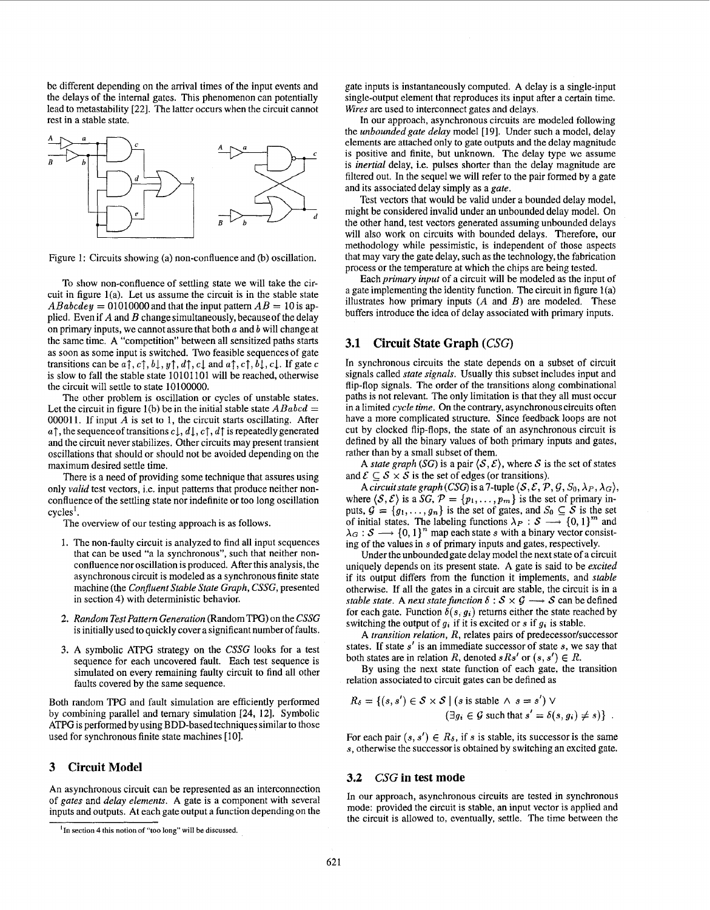be different depending on the arrival times of the input events and the delays of the internal gates. This phenomenon can potentially lead to metastability [22]. The latter occurs when the circuit cannot rest in a stable state.

Figure 1: Circuits showing (a) non-confluence and (b) oscillation.

To show non-confluence of settling state we will take the circuit in figure 1(a). Let us assume the circuit is in the stable state $ABabcdey = 01010000$ and that the input pattern $AB = 10$ is applied. Even if $A$ and $B$ change simultaneously, because of the delay on primary inputs, we cannot assure that both $a$ and $b$ will change at the same time. A "competition" between all sensitized paths starts as soon as some input is switched. Two feasible sequences of gate transitions can be $a\uparrow, c\uparrow, b\downarrow, y\uparrow, d\uparrow, c\downarrow$ and $a\uparrow, c\uparrow, b\downarrow, c\downarrow$. If gate $c$ is slow to fall the stable state 10101101 will be reached, otherwise the circuit will settle to state 10100000.

The other problem is oscillation or cycles of unstable states. Let the circuit in figure 1(b) be in the initial stable state $ABabcd = 000011$. If input $A$ is set to 1, the circuit starts oscillating. After $a\uparrow$, the sequence of transitions $c\downarrow, d\downarrow, c\uparrow, d\uparrow$ is repeatedly generated and the circuit never stabilizes. Other circuits may present transient oscillations that should or should not be avoided depending on the maximum desired settle time.

There is a need of providing some technique that assures using only *valid* test vectors, i.e. input patterns that produce neither non-confluence of the settling state nor indefinite or too long oscillation cycles[1].

The overview of our testing approach is as follows.

1. The non-faulty circuit is analyzed to find all input sequences that can be used "a la synchronous", such that neither non-confluence nor oscillation is produced. After this analysis, the asynchronous circuit is modeled as a synchronous finite state machine (the *Confluent Stable State Graph, CSSG*, presented in section 4) with deterministic behavior.
2. *Random Test Pattern Generation* (Random TPG) on the *CSSG* is initially used to quickly cover a significant number of faults.
3. A symbolic ATPG strategy on the *CSSG* looks for a test sequence for each uncovered fault. Each test sequence is simulated on every remaining faulty circuit to find all other faults covered by the same sequence.

Both random TPG and fault simulation are efficiently performed by combining parallel and ternary simulation [24, 12]. Symbolic ATPG is performed by using BDD-based techniques similar to those used for synchronous finite state machines [10].

## 3 Circuit Model

An asynchronous circuit can be represented as an interconnection of *gates* and *delay elements*. A gate is a component with several inputs and outputs. At each gate output a function depending on the gate inputs is instantaneously computed. A delay is a single-input single-output element that reproduces its input after a certain time. *Wires* are used to interconnect gates and delays.

In our approach, asynchronous circuits are modeled following the *unbounded gate delay* model [19]. Under such a model, delay elements are attached only to gate outputs and the delay magnitude is positive and finite, but unknown. The delay type we assume is *inertial* delay, i.e. pulses shorter than the delay magnitude are filtered out. In the sequel we will refer to the pair formed by a gate and its associated delay simply as a *gate*.

Test vectors that would be valid under a bounded delay model, might be considered invalid under an unbounded delay model. On the other hand, test vectors generated assuming unbounded delays will also work on circuits with bounded delays. Therefore, our methodology while pessimistic, is independent of those aspects that may vary the gate delay, such as the technology, the fabrication process or the temperature at which the chips are being tested.

Each *primary input* of a circuit will be modeled as the input of a gate implementing the identity function. The circuit in figure 1(a) illustrates how primary inputs ($A$ and $B$) are modeled. These buffers introduce the idea of delay associated with primary inputs.

### 3.1 Circuit State Graph (*CSG*)

In synchronous circuits the state depends on a subset of circuit signals called *state signals*. Usually this subset includes input and flip-flop signals. The order of the transitions along combinational paths is not relevant. The only limitation is that they all must occur in a limited *cycle time*. On the contrary, asynchronous circuits often have a more complicated structure. Since feedback loops are not cut by clocked flip-flops, the state of an asynchronous circuit is defined by all the binary values of both primary inputs and gates, rather than by a small subset of them.

A *state graph (SG)* is a pair $\langle \mathcal{S}, \mathcal{E} \rangle$, where $\mathcal{S}$ is the set of states and $\mathcal{E} \subseteq \mathcal{S} \times \mathcal{S}$ is the set of edges (or transitions).

A *circuit state graph (CSG)* is a 7-tuple $\langle \mathcal{S}, \mathcal{E}, \mathcal{P}, \mathcal{G}, S_0, \lambda_P, \lambda_G \rangle$, where $\langle \mathcal{S}, \mathcal{E} \rangle$ is a SG, $\mathcal{P} = \{p_1, \ldots, p_m\}$ is the set of primary inputs, $\mathcal{G} = \{g_1, \ldots, g_n\}$ is the set of gates, and $S_0 \subseteq \mathcal{S}$ is the set of initial states. The labeling functions $\lambda_P : \mathcal{S} \longrightarrow \{0,1\}^m$ and $\lambda_G : \mathcal{S} \longrightarrow \{0,1\}^n$ map each state $s$ with a binary vector consisting of the values in $s$ of primary inputs and gates, respectively.

Under the unbounded gate delay model the next state of a circuit uniquely depends on its present state. A gate is said to be *excited* if its output differs from the function it implements, and *stable* otherwise. If all the gates in a circuit are stable, the circuit is in a *stable state*. A *next state function* $\delta : \mathcal{S} \times \mathcal{G} \longrightarrow \mathcal{S}$ can be defined for each gate. Function $\delta(s, g_i)$ returns either the state reached by switching the output of $g_i$ if it is excited or $s$ if $g_i$ is stable.

A *transition relation*, $R$, relates pairs of predecessor/successor states. If state $s'$ is an immediate successor of state $s$, we say that both states are in relation $R$, denoted $sRs'$ or $(s, s') \in R$.

By using the next state function of each gate, the transition relation associated to circuit gates can be defined as

$$R_\delta = \{(s, s') \in \mathcal{S} \times \mathcal{S} \mid (s \text{ is stable } \wedge \ s = s') \ \vee \\ (\exists g_i \in \mathcal{G} \text{ such that } s' = \delta(s, g_i) \neq s)\} \ .$$

For each pair $(s, s') \in R_\delta$, if $s$ is stable, its successor is the same $s$, otherwise the successor is obtained by switching an excited gate.

### 3.2 *CSG* in test mode

In our approach, asynchronous circuits are tested in synchronous mode: provided the circuit is stable, an input vector is applied and the circuit is allowed to, eventually, settle. The time between the

[1] In section 4 this notion of "too long" will be discussed.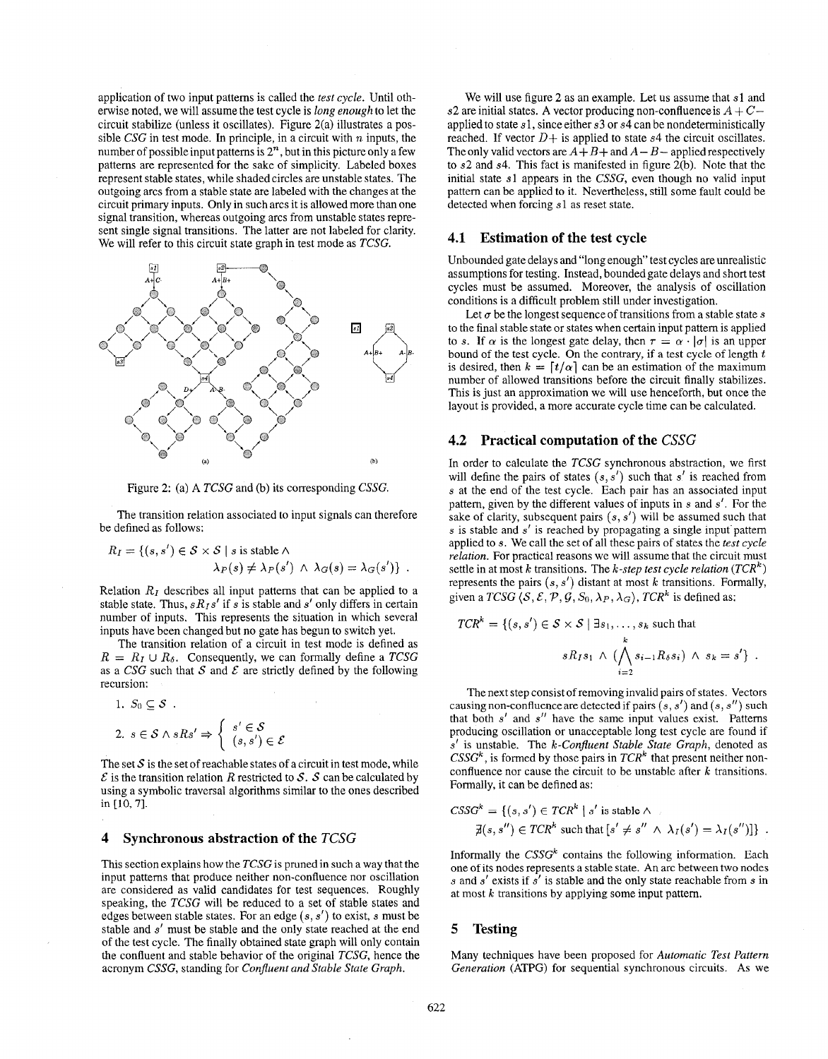application of two input patterns is called the *test cycle*. Until otherwise noted, we will assume the test cycle is *long enough* to let the circuit stabilize (unless it oscillates). Figure 2(a) illustrates a possible *CSG* in test mode. In principle, in a circuit with $n$ inputs, the number of possible input patterns is $2^n$, but in this picture only a few patterns are represented for the sake of simplicity. Labeled boxes represent stable states, while shaded circles are unstable states. The outgoing arcs from a stable state are labeled with the changes at the circuit primary inputs. Only in such arcs it is allowed more than one signal transition, whereas outgoing arcs from unstable states represent single signal transitions. The latter are not labeled for clarity. We will refer to this circuit state graph in test mode as *TCSG*.

Figure 2: (a) A *TCSG* and (b) its corresponding *CSSG*.

The transition relation associated to input signals can therefore be defined as follows:

$$R_I = \{(s, s') \in \mathcal{S} \times \mathcal{S} \mid s \text{ is stable} \wedge \lambda_{\mathcal{P}}(s) \neq \lambda_{\mathcal{P}}(s') \wedge \lambda_{\mathcal{G}}(s) = \lambda_{\mathcal{G}}(s')\} .$$

Relation $R_I$ describes all input patterns that can be applied to a stable state. Thus, $sR_Is'$ if $s$ is stable and $s'$ only differs in certain number of inputs. This represents the situation in which several inputs have been changed but no gate has begun to switch yet.

The transition relation of a circuit in test mode is defined as $R = R_I \cup R_\delta$. Consequently, we can formally define a *TCSG* as a *CSG* such that $\mathcal{S}$ and $\mathcal{E}$ are strictly defined by the following recursion:

1. $S_0 \subseteq \mathcal{S}$ .

2. $s \in \mathcal{S} \wedge sRs' \Rightarrow \begin{cases} s' \in \mathcal{S} \\ (s, s') \in \mathcal{E} \end{cases}$

The set $\mathcal{S}$ is the set of reachable states of a circuit in test mode, while $\mathcal{E}$ is the transition relation $R$ restricted to $\mathcal{S}$. $\mathcal{S}$ can be calculated by using a symbolic traversal algorithms similar to the ones described in [10, 7].

## 4 Synchronous abstraction of the *TCSG*

This section explains how the *TCSG* is pruned in such a way that the input patterns that produce neither non-confluence nor oscillation are considered as valid candidates for test sequences. Roughly speaking, the *TCSG* will be reduced to a set of stable states and edges between stable states. For an edge $(s, s')$ to exist, $s$ must be stable and $s'$ must be stable and the only state reached at the end of the test cycle. The finally obtained state graph will only contain the confluent and stable behavior of the original *TCSG*, hence the acronym *CSSG*, standing for *Confluent and Stable State Graph*.

We will use figure 2 as an example. Let us assume that $s1$ and $s2$ are initial states. A vector producing non-confluence is $A+C-$ applied to state $s1$, since either $s3$ or $s4$ can be nondeterministically reached. If vector $D+$ is applied to state $s4$ the circuit oscillates. The only valid vectors are $A+B+$ and $A-B-$ applied respectively to $s2$ and $s4$. This fact is manifested in figure 2(b). Note that the initial state $s1$ appears in the *CSSG*, even though no valid input pattern can be applied to it. Nevertheless, still some fault could be detected when forcing $s1$ as reset state.

### 4.1 Estimation of the test cycle

Unbounded gate delays and "long enough" test cycles are unrealistic assumptions for testing. Instead, bounded gate delays and short test cycles must be assumed. Moreover, the analysis of oscillation conditions is a difficult problem still under investigation.

Let $\sigma$ be the longest sequence of transitions from a stable state $s$ to the final stable state or states when certain input pattern is applied to $s$. If $\alpha$ is the longest gate delay, then $\tau = \alpha \cdot |\sigma|$ is an upper bound of the test cycle. On the contrary, if a test cycle of length $t$ is desired, then $k = \lceil t/\alpha \rceil$ can be an estimation of the maximum number of allowed transitions before the circuit finally stabilizes. This is just an approximation we will use henceforth, but once the layout is provided, a more accurate cycle time can be calculated.

### 4.2 Practical computation of the *CSSG*

In order to calculate the *TCSG* synchronous abstraction, we first will define the pairs of states $(s, s')$ such that $s'$ is reached from $s$ at the end of the test cycle. Each pair has an associated input pattern, given by the different values of inputs in $s$ and $s'$. For the sake of clarity, subsequent pairs $(s, s')$ will be assumed such that $s$ is stable and $s'$ is reached by propagating a single input pattern applied to $s$. We call the set of all these pairs of states the *test cycle relation*. For practical reasons we will assume that the circuit must settle in at most $k$ transitions. The *k-step test cycle relation* ($TCR^k$) represents the pairs $(s, s')$ distant at most $k$ transitions. Formally, given a *TCSG* $\langle \mathcal{S}, \mathcal{E}, \mathcal{P}, \mathcal{G}, S_0, \lambda_{\mathcal{P}}, \lambda_{\mathcal{G}} \rangle$, $TCR^k$ is defined as:

$$TCR^k = \{(s, s') \in \mathcal{S} \times \mathcal{S} \mid \exists s_1, \ldots, s_k \text{ such that } sR_Is_1 \wedge (\bigwedge_{i=2}^{k} s_{i-1}R_\delta s_i) \wedge s_k = s'\} .$$

The next step consist of removing invalid pairs of states. Vectors causing non-confluence are detected if pairs $(s, s')$ and $(s, s'')$ such that both $s'$ and $s''$ have the same input values exist. Patterns producing oscillation or unacceptable long test cycle are found if $s'$ is unstable. The *k-Confluent Stable State Graph*, denoted as $CSSG^k$, is formed by those pairs in $TCR^k$ that present neither non-confluence nor cause the circuit to be unstable after $k$ transitions. Formally, it can be defined as:

$$CSSG^k = \{(s, s') \in TCR^k \mid s' \text{ is stable} \wedge \nexists (s, s'') \in TCR^k \text{ such that } [s' \neq s'' \wedge \lambda_I(s') = \lambda_I(s'')]\} .$$

Informally the $CSSG^k$ contains the following information. Each one of its nodes represents a stable state. An arc between two nodes $s$ and $s'$ exists if $s'$ is stable and the only state reachable from $s$ in at most $k$ transitions by applying some input pattern.

## 5 Testing

Many techniques have been proposed for *Automatic Test Pattern Generation* (ATPG) for sequential synchronous circuits. As we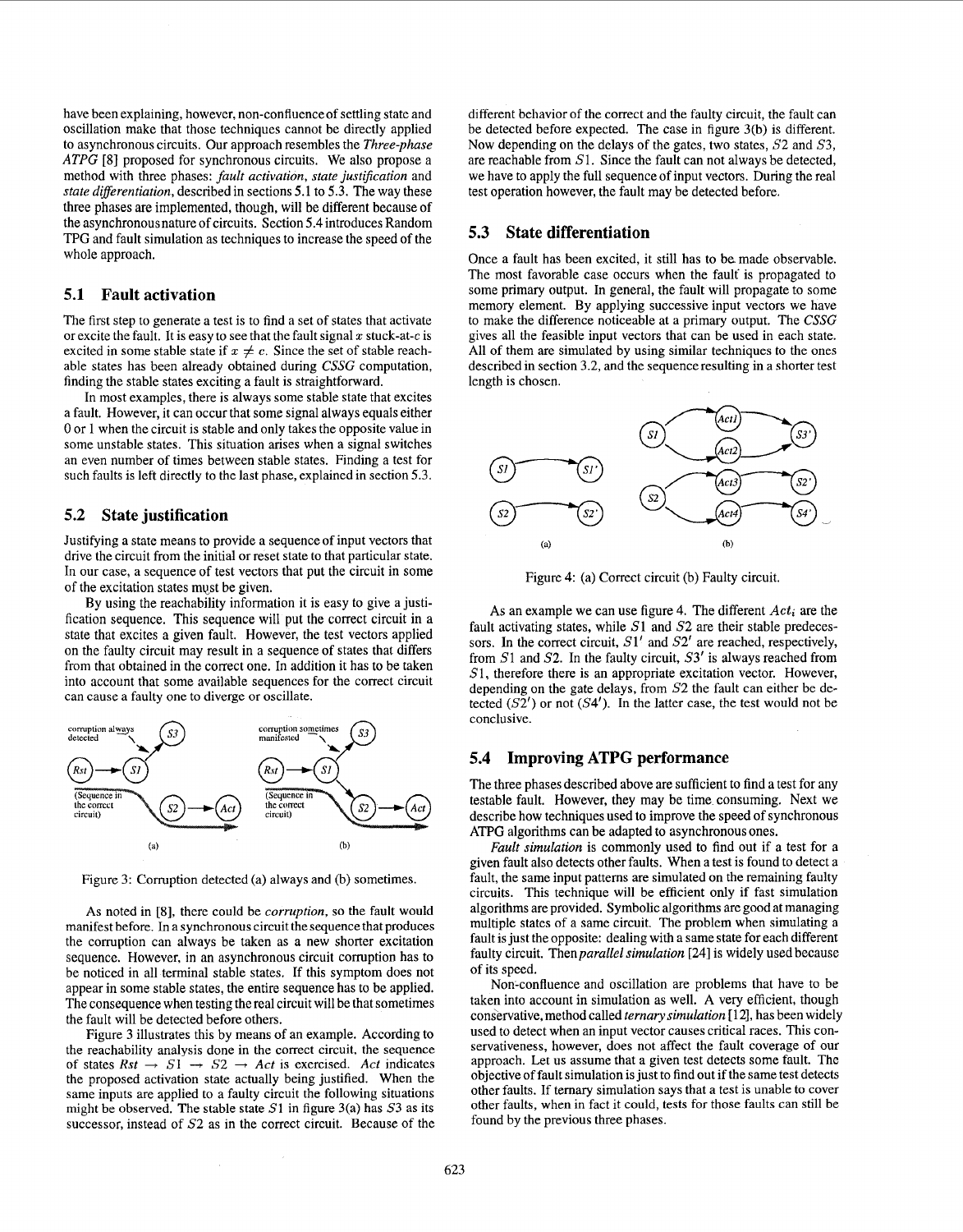have been explaining, however, non-confluence of settling state and oscillation make that those techniques cannot be directly applied to asynchronous circuits. Our approach resembles the *Three-phase ATPG* [8] proposed for synchronous circuits. We also propose a method with three phases: *fault activation*, *state justification* and *state differentiation*, described in sections 5.1 to 5.3. The way these three phases are implemented, though, will be different because of the asynchronous nature of circuits. Section 5.4 introduces Random TPG and fault simulation as techniques to increase the speed of the whole approach.

## 5.1 Fault activation

The first step to generate a test is to find a set of states that activate or excite the fault. It is easy to see that the fault signal $x$ stuck-at-$c$ is excited in some stable state if $x \neq c$. Since the set of stable reachable states has been already obtained during *CSSG* computation, finding the stable states exciting a fault is straightforward.

In most examples, there is always some stable state that excites a fault. However, it can occur that some signal always equals either 0 or 1 when the circuit is stable and only takes the opposite value in some unstable states. This situation arises when a signal switches an even number of times between stable states. Finding a test for such faults is left directly to the last phase, explained in section 5.3.

## 5.2 State justification

Justifying a state means to provide a sequence of input vectors that drive the circuit from the initial or reset state to that particular state. In our case, a sequence of test vectors that put the circuit in some of the excitation states must be given.

By using the reachability information it is easy to give a justification sequence. This sequence will put the correct circuit in a state that excites a given fault. However, the test vectors applied on the faulty circuit may result in a sequence of states that differs from that obtained in the correct one. In addition it has to be taken into account that some available sequences for the correct circuit can cause a faulty one to diverge or oscillate.

Figure 3: Corruption detected (a) always and (b) sometimes.

As noted in [8], there could be *corruption*, so the fault would manifest before. In a synchronous circuit the sequence that produces the corruption can always be taken as a new shorter excitation sequence. However, in an asynchronous circuit corruption has to be noticed in all terminal stable states. If this symptom does not appear in some stable states, the entire sequence has to be applied. The consequence when testing the real circuit will be that sometimes the fault will be detected before others.

Figure 3 illustrates this by means of an example. According to the reachability analysis done in the correct circuit, the sequence of states $Rst \rightarrow S1 \rightarrow S2 \rightarrow Act$ is exercised. $Act$ indicates the proposed activation state actually being justified. When the same inputs are applied to a faulty circuit the following situations might be observed. The stable state $S1$ in figure 3(a) has $S3$ as its successor, instead of $S2$ as in the correct circuit. Because of the different behavior of the correct and the faulty circuit, the fault can be detected before expected. The case in figure 3(b) is different. Now depending on the delays of the gates, two states, $S2$ and $S3$, are reachable from $S1$. Since the fault can not always be detected, we have to apply the full sequence of input vectors. During the real test operation however, the fault may be detected before.

## 5.3 State differentiation

Once a fault has been excited, it still has to be made observable. The most favorable case occurs when the fault is propagated to some primary output. In general, the fault will propagate to some memory element. By applying successive input vectors we have to make the difference noticeable at a primary output. The *CSSG* gives all the feasible input vectors that can be used in each state. All of them are simulated by using similar techniques to the ones described in section 3.2, and the sequence resulting in a shorter test length is chosen.

Figure 4: (a) Correct circuit (b) Faulty circuit.

As an example we can use figure 4. The different $Act_i$ are the fault activating states, while $S1$ and $S2$ are their stable predecessors. In the correct circuit, $S1'$ and $S2'$ are reached, respectively, from $S1$ and $S2$. In the faulty circuit, $S3'$ is always reached from $S1$, therefore there is an appropriate excitation vector. However, depending on the gate delays, from $S2$ the fault can either be detected ($S2'$) or not ($S4'$). In the latter case, the test would not be conclusive.

## 5.4 Improving ATPG performance

The three phases described above are sufficient to find a test for any testable fault. However, they may be time consuming. Next we describe how techniques used to improve the speed of synchronous ATPG algorithms can be adapted to asynchronous ones.

*Fault simulation* is commonly used to find out if a test for a given fault also detects other faults. When a test is found to detect a fault, the same input patterns are simulated on the remaining faulty circuits. This technique will be efficient only if fast simulation algorithms are provided. Symbolic algorithms are good at managing multiple states of a same circuit. The problem when simulating a fault is just the opposite: dealing with a same state for each different faulty circuit. Then *parallel simulation* [24] is widely used because of its speed.

Non-confluence and oscillation are problems that have to be taken into account in simulation as well. A very efficient, though conservative, method called *ternary simulation* [12], has been widely used to detect when an input vector causes critical races. This conservativeness, however, does not affect the fault coverage of our approach. Let us assume that a given test detects some fault. The objective of fault simulation is just to find out if the same test detects other faults. If ternary simulation says that a test is unable to cover other faults, when in fact it could, tests for those faults can still be found by the previous three phases.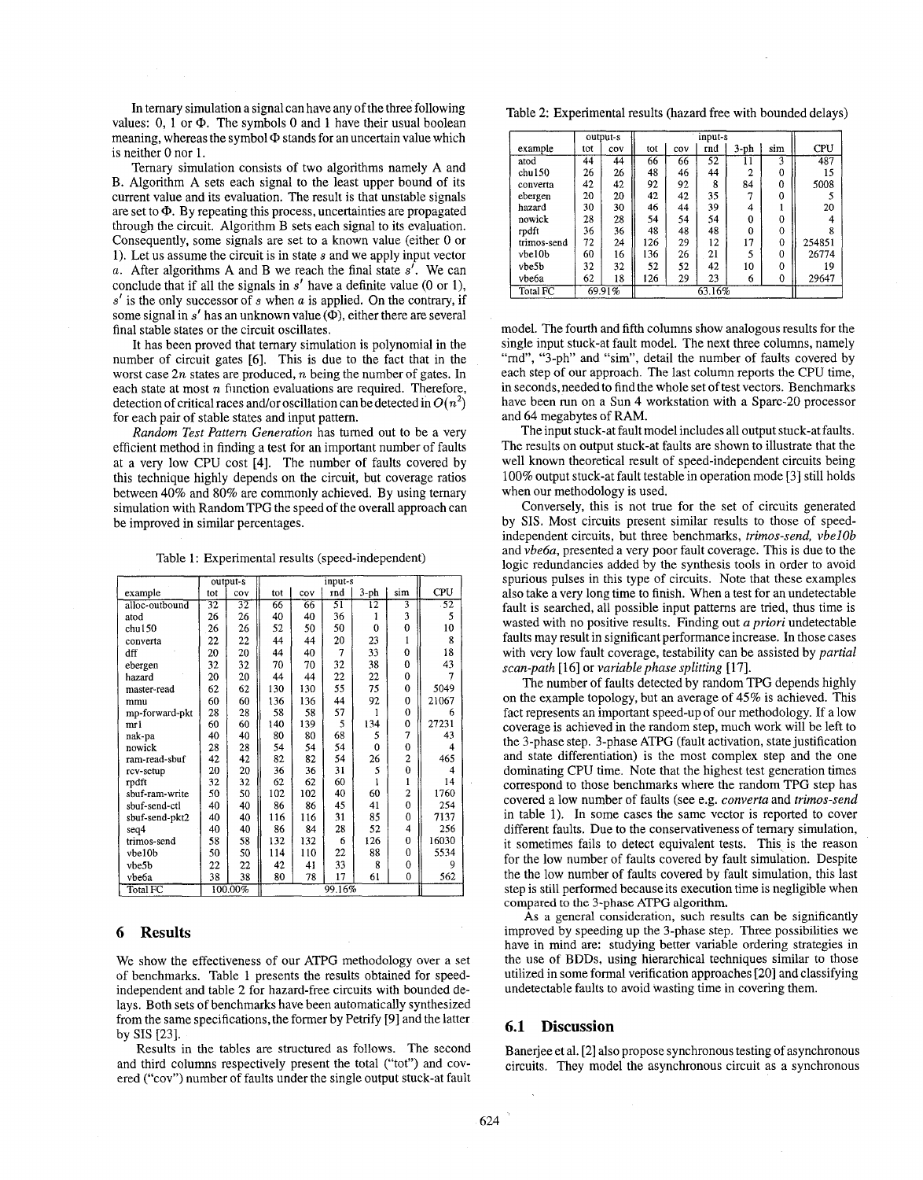In ternary simulation a signal can have any of the three following values: 0, 1 or $\Phi$. The symbols 0 and 1 have their usual boolean meaning, whereas the symbol $\Phi$ stands for an uncertain value which is neither 0 nor 1.

Ternary simulation consists of two algorithms namely A and B. Algorithm A sets each signal to the least upper bound of its current value and its evaluation. The result is that unstable signals are set to $\Phi$. By repeating this process, uncertainties are propagated through the circuit. Algorithm B sets each signal to its evaluation. Consequently, some signals are set to a known value (either 0 or 1). Let us assume the circuit is in state $s$ and we apply input vector $a$. After algorithms A and B we reach the final state $s'$. We can conclude that if all the signals in $s'$ have a definite value (0 or 1), $s'$ is the only successor of $s$ when $a$ is applied. On the contrary, if some signal in $s'$ has an unknown value ($\Phi$), either there are several final stable states or the circuit oscillates.

It has been proved that ternary simulation is polynomial in the number of circuit gates [6]. This is due to the fact that in the worst case $2n$ states are produced, $n$ being the number of gates. In each state at most $n$ function evaluations are required. Therefore, detection of critical races and/or oscillation can be detected in $O(n^2)$ for each pair of stable states and input pattern.

*Random Test Pattern Generation* has turned out to be a very efficient method in finding a test for an important number of faults at a very low CPU cost [4]. The number of faults covered by this technique highly depends on the circuit, but coverage ratios between 40% and 80% are commonly achieved. By using ternary simulation with Random TPG the speed of the overall approach can be improved in similar percentages.

Table 1: Experimental results (speed-independent)

| | output-s | | input-s | | | | | |
|---|---|---|---|---|---|---|---|---|
| example | tot | cov | tot | cov | rnd | 3-ph | sim | CPU |
| alloc-outbound | 32 | 32 | 66 | 66 | 51 | 12 | 3 | 52 |
| atod | 26 | 26 | 40 | 40 | 36 | 1 | 3 | 5 |
| chu150 | 26 | 26 | 52 | 50 | 50 | 0 | 0 | 10 |
| converta | 22 | 22 | 44 | 44 | 20 | 23 | 1 | 8 |
| dff | 20 | 20 | 44 | 40 | 7 | 33 | 0 | 18 |
| ebergen | 32 | 32 | 70 | 70 | 32 | 38 | 0 | 43 |
| hazard | 20 | 20 | 44 | 44 | 22 | 22 | 0 | 7 |
| master-read | 62 | 62 | 130 | 130 | 55 | 75 | 0 | 5049 |
| mmu | 60 | 60 | 136 | 136 | 44 | 92 | 0 | 21067 |
| mp-forward-pkt | 28 | 28 | 58 | 58 | 57 | 1 | 0 | 6 |
| mr1 | 60 | 60 | 140 | 139 | 5 | 134 | 0 | 27231 |
| nak-pa | 40 | 40 | 80 | 80 | 68 | 5 | 7 | 43 |
| nowick | 28 | 28 | 54 | 54 | 54 | 0 | 0 | 4 |
| ram-read-sbuf | 42 | 42 | 82 | 82 | 54 | 26 | 2 | 465 |
| rcv-setup | 20 | 20 | 36 | 36 | 31 | 5 | 0 | 4 |
| rpdft | 32 | 32 | 62 | 62 | 60 | 1 | 1 | 14 |
| sbuf-ram-write | 50 | 50 | 102 | 102 | 40 | 60 | 2 | 1760 |
| sbuf-send-ctl | 40 | 40 | 86 | 86 | 45 | 41 | 0 | 254 |
| sbuf-send-pkt2 | 40 | 40 | 116 | 116 | 31 | 85 | 0 | 7137 |
| seq4 | 40 | 40 | 86 | 84 | 28 | 52 | 4 | 256 |
| trimos-send | 58 | 58 | 132 | 132 | 6 | 126 | 0 | 16030 |
| vbe10b | 50 | 50 | 114 | 110 | 22 | 88 | 0 | 5534 |
| vbe5b | 22 | 22 | 42 | 41 | 33 | 8 | 0 | 9 |
| vbe6a | 38 | 38 | 80 | 78 | 17 | 61 | 0 | 562 |
| Total FC | 100.00% | | 99.16% | | | | | |

# 6 Results

We show the effectiveness of our ATPG methodology over a set of benchmarks. Table 1 presents the results obtained for speed-independent and table 2 for hazard-free circuits with bounded delays. Both sets of benchmarks have been automatically synthesized from the same specifications, the former by Petrify [9] and the latter by SIS [23].

Results in the tables are structured as follows. The second and third columns respectively present the total ("tot") and covered ("cov") number of faults under the single output stuck-at fault model. The fourth and fifth columns show analogous results for the single input stuck-at fault model. The next three columns, namely "rnd", "3-ph" and "sim", detail the number of faults covered by each step of our approach. The last column reports the CPU time, in seconds, needed to find the whole set of test vectors. Benchmarks have been run on a Sun 4 workstation with a Sparc-20 processor and 64 megabytes of RAM.

Table 2: Experimental results (hazard free with bounded delays)

| | output-s | | input-s | | | | | |
|---|---|---|---|---|---|---|---|---|
| example | tot | cov | tot | cov | rnd | 3-ph | sim | CPU |
| atod | 44 | 44 | 66 | 66 | 52 | 11 | 3 | 487 |
| chu150 | 26 | 26 | 48 | 46 | 44 | 2 | 0 | 15 |
| converta | 42 | 42 | 92 | 92 | 8 | 84 | 0 | 5008 |
| ebergen | 20 | 20 | 42 | 42 | 35 | 7 | 0 | 5 |
| hazard | 30 | 30 | 46 | 44 | 39 | 4 | 1 | 20 |
| nowick | 28 | 28 | 54 | 54 | 54 | 0 | 0 | 4 |
| rpdft | 36 | 36 | 48 | 48 | 48 | 0 | 0 | 8 |
| trimos-send | 72 | 24 | 126 | 29 | 12 | 17 | 0 | 254851 |
| vbe10b | 60 | 16 | 136 | 26 | 21 | 5 | 0 | 26774 |
| vbe5b | 32 | 32 | 52 | 52 | 42 | 10 | 0 | 19 |
| vbe6a | 62 | 18 | 126 | 29 | 23 | 6 | 0 | 29647 |
| Total FC | 69.91% | | 63.16% | | | | | |

The input stuck-at fault model includes all output stuck-at faults. The results on output stuck-at faults are shown to illustrate that the well known theoretical result of speed-independent circuits being 100% output stuck-at fault testable in operation mode [3] still holds when our methodology is used.

Conversely, this is not true for the set of circuits generated by SIS. Most circuits present similar results to those of speed-independent circuits, but three benchmarks, *trimos-send, vbe10b* and *vbe6a*, presented a very poor fault coverage. This is due to the logic redundancies added by the synthesis tools in order to avoid spurious pulses in this type of circuits. Note that these examples also take a very long time to finish. When a test for an undetectable fault is searched, all possible input patterns are tried, thus time is wasted with no positive results. Finding out *a priori* undetectable faults may result in significant performance increase. In those cases with very low fault coverage, testability can be assisted by *partial scan-path* [16] or *variable phase splitting* [17].

The number of faults detected by random TPG depends highly on the example topology, but an average of 45% is achieved. This fact represents an important speed-up of our methodology. If a low coverage is achieved in the random step, much work will be left to the 3-phase step. 3-phase ATPG (fault activation, state justification and state differentiation) is the most complex step and the one dominating CPU time. Note that the highest test generation times correspond to those benchmarks where the random TPG step has covered a low number of faults (see e.g. *converta* and *trimos-send* in table 1). In some cases the same vector is reported to cover different faults. Due to the conservativeness of ternary simulation, it sometimes fails to detect equivalent tests. This is the reason for the low number of faults covered by fault simulation. Despite the the low number of faults covered by fault simulation, this last step is still performed because its execution time is negligible when compared to the 3-phase ATPG algorithm.

As a general consideration, such results can be significantly improved by speeding up the 3-phase step. Three possibilities we have in mind are: studying better variable ordering strategies in the use of BDDs, using hierarchical techniques similar to those utilized in some formal verification approaches [20] and classifying undetectable faults to avoid wasting time in covering them.

## 6.1 Discussion

Banerjee et al. [2] also propose synchronous testing of asynchronous circuits. They model the asynchronous circuit as a synchronous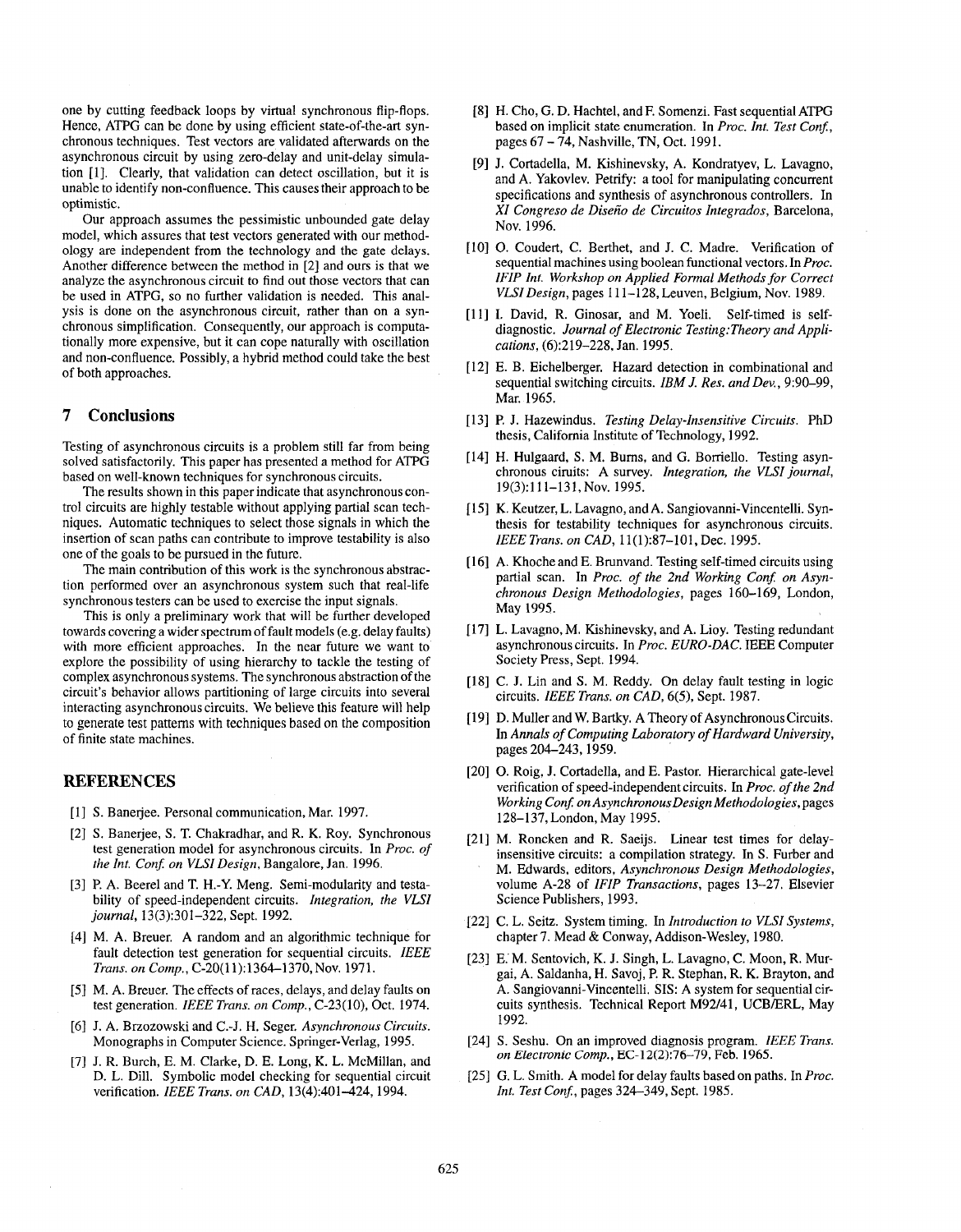one by cutting feedback loops by virtual synchronous flip-flops. Hence, ATPG can be done by using efficient state-of-the-art synchronous techniques. Test vectors are validated afterwards on the asynchronous circuit by using zero-delay and unit-delay simulation [1]. Clearly, that validation can detect oscillation, but it is unable to identify non-confluence. This causes their approach to be optimistic.

Our approach assumes the pessimistic unbounded gate delay model, which assures that test vectors generated with our methodology are independent from the technology and the gate delays. Another difference between the method in [2] and ours is that we analyze the asynchronous circuit to find out those vectors that can be used in ATPG, so no further validation is needed. This analysis is done on the asynchronous circuit, rather than on a synchronous simplification. Consequently, our approach is computationally more expensive, but it can cope naturally with oscillation and non-confluence. Possibly, a hybrid method could take the best of both approaches.

## 7 Conclusions

Testing of asynchronous circuits is a problem still far from being solved satisfactorily. This paper has presented a method for ATPG based on well-known techniques for synchronous circuits.

The results shown in this paper indicate that asynchronous control circuits are highly testable without applying partial scan techniques. Automatic techniques to select those signals in which the insertion of scan paths can contribute to improve testability is also one of the goals to be pursued in the future.

The main contribution of this work is the synchronous abstraction performed over an asynchronous system such that real-life synchronous testers can be used to exercise the input signals.

This is only a preliminary work that will be further developed towards covering a wider spectrum of fault models (e.g. delay faults) with more efficient approaches. In the near future we want to explore the possibility of using hierarchy to tackle the testing of complex asynchronous systems. The synchronous abstraction of the circuit's behavior allows partitioning of large circuits into several interacting asynchronous circuits. We believe this feature will help to generate test patterns with techniques based on the composition of finite state machines.

## REFERENCES

[1] S. Banerjee. Personal communication, Mar. 1997.

[2] S. Banerjee, S. T. Chakradhar, and R. K. Roy. Synchronous test generation model for asynchronous circuits. In *Proc. of the Int. Conf. on VLSI Design*, Bangalore, Jan. 1996.

[3] P. A. Beerel and T. H.-Y. Meng. Semi-modularity and testability of speed-independent circuits. *Integration, the VLSI journal*, 13(3):301–322, Sept. 1992.

[4] M. A. Breuer. A random and an algorithmic technique for fault detection test generation for sequential circuits. *IEEE Trans. on Comp.*, C-20(11):1364–1370, Nov. 1971.

[5] M. A. Breuer. The effects of races, delays, and delay faults on test generation. *IEEE Trans. on Comp.*, C-23(10), Oct. 1974.

[6] J. A. Brzozowski and C.-J. H. Seger. *Asynchronous Circuits*. Monographs in Computer Science. Springer-Verlag, 1995.

[7] J. R. Burch, E. M. Clarke, D. E. Long, K. L. McMillan, and D. L. Dill. Symbolic model checking for sequential circuit verification. *IEEE Trans. on CAD*, 13(4):401–424, 1994.

[8] H. Cho, G. D. Hachtel, and F. Somenzi. Fast sequential ATPG based on implicit state enumeration. In *Proc. Int. Test Conf.*, pages 67 – 74, Nashville, TN, Oct. 1991.

[9] J. Cortadella, M. Kishinevsky, A. Kondratyev, L. Lavagno, and A. Yakovlev. Petrify: a tool for manipulating concurrent specifications and synthesis of asynchronous controllers. In *XI Congreso de Diseño de Circuitos Integrados*, Barcelona, Nov. 1996.

[10] O. Coudert, C. Berthet, and J. C. Madre. Verification of sequential machines using boolean functional vectors. In *Proc. IFIP Int. Workshop on Applied Formal Methods for Correct VLSI Design*, pages 111–128, Leuven, Belgium, Nov. 1989.

[11] I. David, R. Ginosar, and M. Yoeli. Self-timed is self-diagnostic. *Journal of Electronic Testing:Theory and Applications*, (6):219–228, Jan. 1995.

[12] E. B. Eichelberger. Hazard detection in combinational and sequential switching circuits. *IBM J. Res. and Dev.*, 9:90–99, Mar. 1965.

[13] P. J. Hazewindus. *Testing Delay-Insensitive Circuits*. PhD thesis, California Institute of Technology, 1992.

[14] H. Hulgaard, S. M. Burns, and G. Borriello. Testing asynchronous ciruits: A survey. *Integration, the VLSI journal*, 19(3):111–131, Nov. 1995.

[15] K. Keutzer, L. Lavagno, and A. Sangiovanni-Vincentelli. Synthesis for testability techniques for asynchronous circuits. *IEEE Trans. on CAD*, 11(1):87–101, Dec. 1995.

[16] A. Khoche and E. Brunvand. Testing self-timed circuits using partial scan. In *Proc. of the 2nd Working Conf. on Asynchronous Design Methodologies*, pages 160–169, London, May 1995.

[17] L. Lavagno, M. Kishinevsky, and A. Lioy. Testing redundant asynchronous circuits. In *Proc. EURO-DAC*. IEEE Computer Society Press, Sept. 1994.

[18] C. J. Lin and S. M. Reddy. On delay fault testing in logic circuits. *IEEE Trans. on CAD*, 6(5), Sept. 1987.

[19] D. Muller and W. Bartky. A Theory of Asynchronous Circuits. In *Annals of Computing Laboratory of Hardward University*, pages 204–243, 1959.

[20] O. Roig, J. Cortadella, and E. Pastor. Hierarchical gate-level verification of speed-independent circuits. In *Proc. of the 2nd Working Conf. on Asynchronous Design Methodologies*, pages 128–137, London, May 1995.

[21] M. Roncken and R. Saeijs. Linear test times for delay-insensitive circuits: a compilation strategy. In S. Furber and M. Edwards, editors, *Asynchronous Design Methodologies*, volume A-28 of *IFIP Transactions*, pages 13–27. Elsevier Science Publishers, 1993.

[22] C. L. Seitz. System timing. In *Introduction to VLSI Systems*, chapter 7. Mead & Conway, Addison-Wesley, 1980.

[23] E. M. Sentovich, K. J. Singh, L. Lavagno, C. Moon, R. Murgai, A. Saldanha, H. Savoj, P. R. Stephan, R. K. Brayton, and A. Sangiovanni-Vincentelli. SIS: A system for sequential circuits synthesis. Technical Report M92/41, UCB/ERL, May 1992.

[24] S. Seshu. On an improved diagnosis program. *IEEE Trans. on Electronic Comp.*, EC-12(2):76–79, Feb. 1965.

[25] G. L. Smith. A model for delay faults based on paths. In *Proc. Int. Test Conf.*, pages 324–349, Sept. 1985.